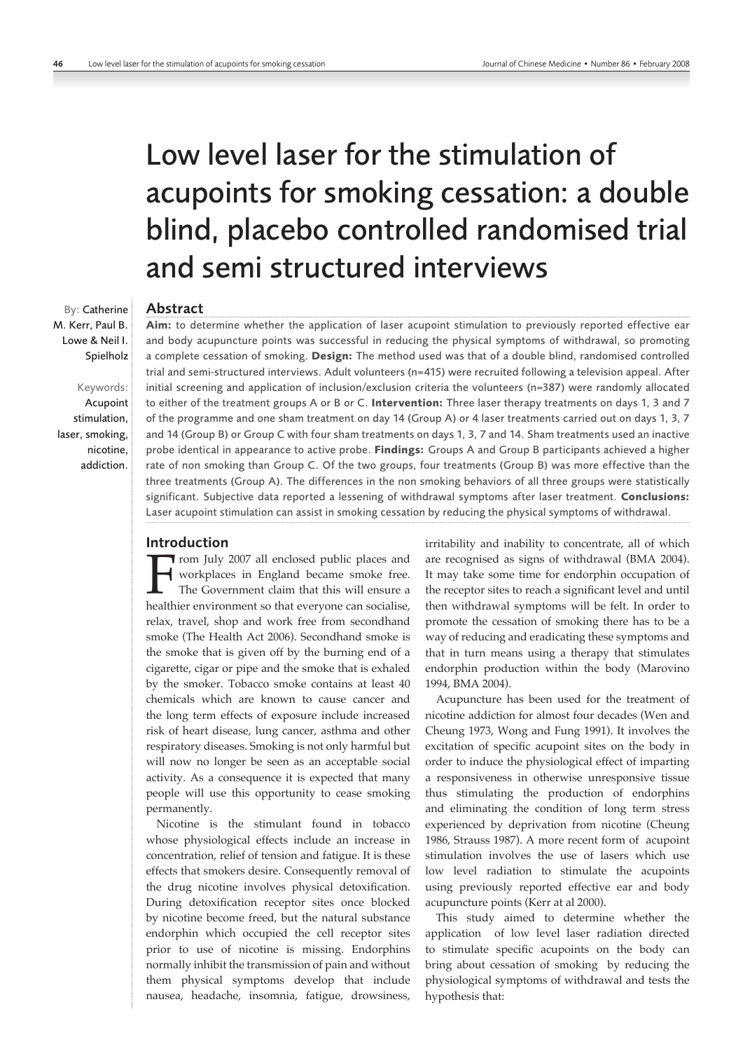# Low level laser for the stimulation of acupoints for smoking cessation: a double blind, placebo controlled randomised trial and semi structured interviews

By: Catherine M. Kerr, Paul B. Lowe & Neil I. Spielholz

Keywords: Acupoint stimulation, laser, smoking, nicotine, addiction.

## Abstract

**Aim:** to determine whether the application of laser acupoint stimulation to previously reported effective ear and body acupuncture points was successful in reducing the physical symptoms of withdrawal, so promoting a complete cessation of smoking. **Design:** The method used was that of a double blind, randomised controlled trial and semi-structured interviews. Adult volunteers (n=415) were recruited following a television appeal. After initial screening and application of inclusion/exclusion criteria the volunteers (n=387) were randomly allocated to either of the treatment groups A or B or C. **Intervention:** Three laser therapy treatments on days 1, 3 and 7 of the programme and one sham treatment on day 14 (Group A) or 4 laser treatments carried out on days 1, 3, 7 and 14 (Group B) or Group C with four sham treatments on days 1, 3, 7 and 14. Sham treatments used an inactive probe identical in appearance to active probe. **Findings:** Groups A and Group B participants achieved a higher rate of non smoking than Group C. Of the two groups, four treatments (Group B) was more effective than the three treatments (Group A). The differences in the non smoking behaviors of all three groups were statistically significant. Subjective data reported a lessening of withdrawal symptoms after laser treatment. **Conclusions:** Laser acupoint stimulation can assist in smoking cessation by reducing the physical symptoms of withdrawal.

## Introduction

From July 2007 all enclosed public places and workplaces in England became smoke free. The Government claim that this will ensure a healthier environment so that everyone can socialise, relax, travel, shop and work free from secondhand smoke (The Health Act 2006). Secondhand smoke is the smoke that is given off by the burning end of a cigarette, cigar or pipe and the smoke that is exhaled by the smoker. Tobacco smoke contains at least 40 chemicals which are known to cause cancer and the long term effects of exposure include increased risk of heart disease, lung cancer, asthma and other respiratory diseases. Smoking is not only harmful but will now no longer be seen as an acceptable social activity. As a consequence it is expected that many people will use this opportunity to cease smoking permanently.

Nicotine is the stimulant found in tobacco whose physiological effects include an increase in concentration, relief of tension and fatigue. It is these effects that smokers desire. Consequently removal of the drug nicotine involves physical detoxification. During detoxification receptor sites once blocked by nicotine become freed, but the natural substance endorphin which occupied the cell receptor sites prior to use of nicotine is missing. Endorphins normally inhibit the transmission of pain and without them physical symptoms develop that include nausea, headache, insomnia, fatigue, drowsiness, irritability and inability to concentrate, all of which are recognised as signs of withdrawal (BMA 2004). It may take some time for endorphin occupation of the receptor sites to reach a significant level and until then withdrawal symptoms will be felt. In order to promote the cessation of smoking there has to be a way of reducing and eradicating these symptoms and that in turn means using a therapy that stimulates endorphin production within the body (Marovino 1994, BMA 2004).

Acupuncture has been used for the treatment of nicotine addiction for almost four decades (Wen and Cheung 1973, Wong and Fung 1991). It involves the excitation of specific acupoint sites on the body in order to induce the physiological effect of imparting a responsiveness in otherwise unresponsive tissue thus stimulating the production of endorphins and eliminating the condition of long term stress experienced by deprivation from nicotine (Cheung 1986, Strauss 1987). A more recent form of acupoint stimulation involves the use of lasers which use low level radiation to stimulate the acupoints using previously reported effective ear and body acupuncture points (Kerr at al 2000).

This study aimed to determine whether the application of low level laser radiation directed to stimulate specific acupoints on the body can bring about cessation of smoking by reducing the physiological symptoms of withdrawal and tests the hypothesis that: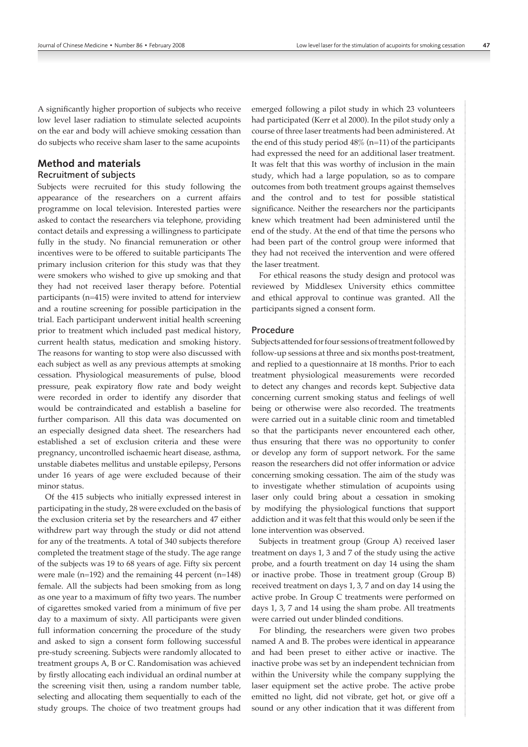A significantly higher proportion of subjects who receive low level laser radiation to stimulate selected acupoints on the ear and body will achieve smoking cessation than do subjects who receive sham laser to the same acupoints

## Method and materials

### Recruitment of subjects

Subjects were recruited for this study following the appearance of the researchers on a current affairs programme on local television. Interested parties were asked to contact the researchers via telephone, providing contact details and expressing a willingness to participate fully in the study. No financial remuneration or other incentives were to be offered to suitable participants The primary inclusion criterion for this study was that they were smokers who wished to give up smoking and that they had not received laser therapy before. Potential participants (n=415) were invited to attend for interview and a routine screening for possible participation in the trial. Each participant underwent initial health screening prior to treatment which included past medical history, current health status, medication and smoking history. The reasons for wanting to stop were also discussed with each subject as well as any previous attempts at smoking cessation. Physiological measurements of pulse, blood pressure, peak expiratory flow rate and body weight were recorded in order to identify any disorder that would be contraindicated and establish a baseline for further comparison. All this data was documented on an especially designed data sheet. The researchers had established a set of exclusion criteria and these were pregnancy, uncontrolled ischaemic heart disease, asthma, unstable diabetes mellitus and unstable epilepsy, Persons under 16 years of age were excluded because of their minor status.

Of the 415 subjects who initially expressed interest in participating in the study, 28 were excluded on the basis of the exclusion criteria set by the researchers and 47 either withdrew part way through the study or did not attend for any of the treatments. A total of 340 subjects therefore completed the treatment stage of the study. The age range of the subjects was 19 to 68 years of age. Fifty six percent were male (n=192) and the remaining 44 percent (n=148) female. All the subjects had been smoking from as long as one year to a maximum of fifty two years. The number of cigarettes smoked varied from a minimum of five per day to a maximum of sixty. All participants were given full information concerning the procedure of the study and asked to sign a consent form following successful pre-study screening. Subjects were randomly allocated to treatment groups A, B or C. Randomisation was achieved by firstly allocating each individual an ordinal number at the screening visit then, using a random number table, selecting and allocating them sequentially to each of the study groups. The choice of two treatment groups had emerged following a pilot study in which 23 volunteers had participated (Kerr et al 2000). In the pilot study only a course of three laser treatments had been administered. At the end of this study period 48% (n=11) of the participants had expressed the need for an additional laser treatment. It was felt that this was worthy of inclusion in the main study, which had a large population, so as to compare outcomes from both treatment groups against themselves and the control and to test for possible statistical significance. Neither the researchers nor the participants knew which treatment had been administered until the end of the study. At the end of that time the persons who had been part of the control group were informed that they had not received the intervention and were offered the laser treatment.

For ethical reasons the study design and protocol was reviewed by Middlesex University ethics committee and ethical approval to continue was granted. All the participants signed a consent form.

### Procedure

Subjects attended for four sessions of treatment followed by follow-up sessions at three and six months post-treatment, and replied to a questionnaire at 18 months. Prior to each treatment physiological measurements were recorded to detect any changes and records kept. Subjective data concerning current smoking status and feelings of well being or otherwise were also recorded. The treatments were carried out in a suitable clinic room and timetabled so that the participants never encountered each other, thus ensuring that there was no opportunity to confer or develop any form of support network. For the same reason the researchers did not offer information or advice concerning smoking cessation. The aim of the study was to investigate whether stimulation of acupoints using laser only could bring about a cessation in smoking by modifying the physiological functions that support addiction and it was felt that this would only be seen if the lone intervention was observed.

Subjects in treatment group (Group A) received laser treatment on days 1, 3 and 7 of the study using the active probe, and a fourth treatment on day 14 using the sham or inactive probe. Those in treatment group (Group B) received treatment on days 1, 3, 7 and on day 14 using the active probe. In Group C treatments were performed on days 1, 3, 7 and 14 using the sham probe. All treatments were carried out under blinded conditions.

For blinding, the researchers were given two probes named A and B. The probes were identical in appearance and had been preset to either active or inactive. The inactive probe was set by an independent technician from within the University while the company supplying the laser equipment set the active probe. The active probe emitted no light, did not vibrate, get hot, or give off a sound or any other indication that it was different from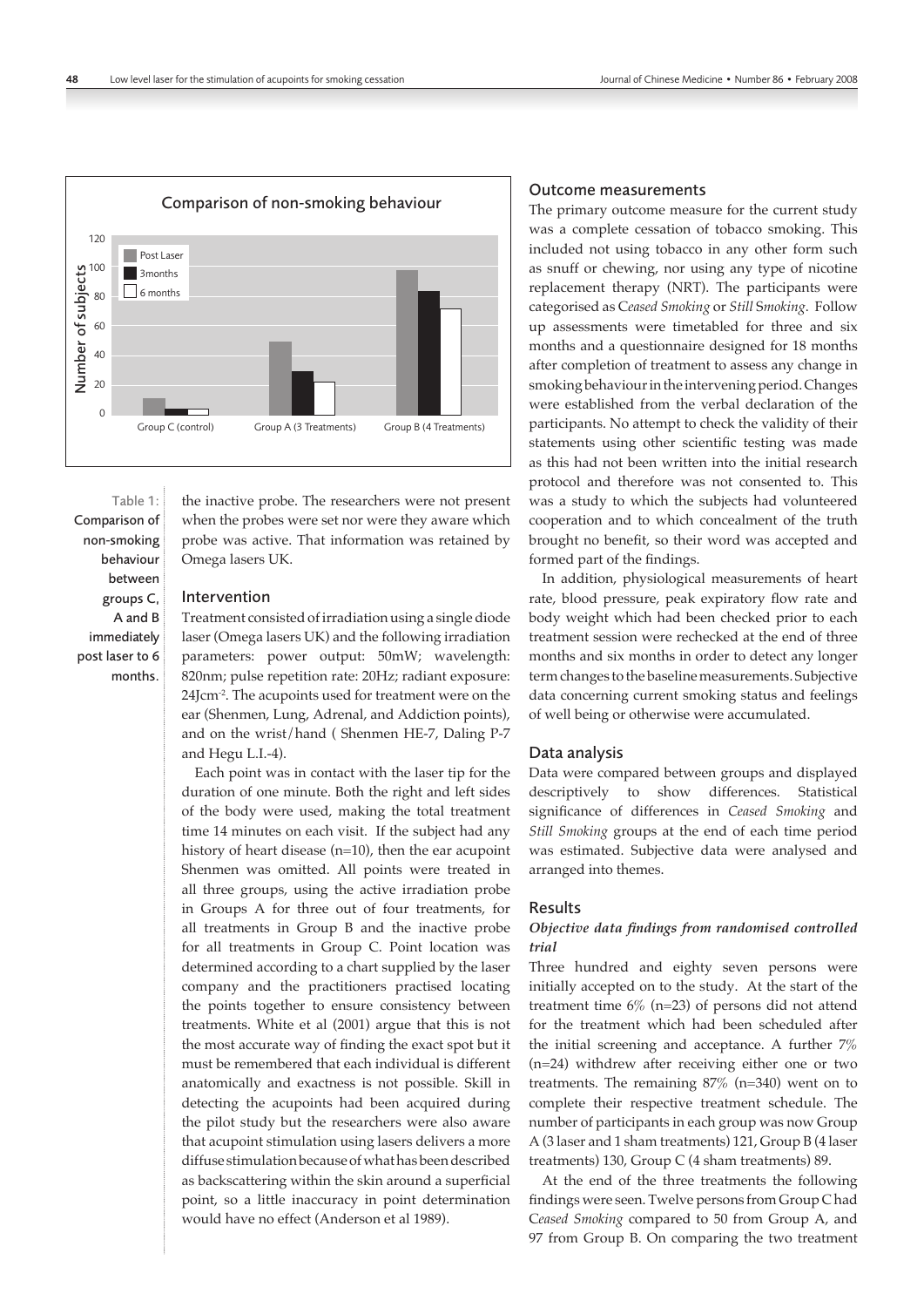Comparison of non-smoking behaviour

Table 1: Comparison of non-smoking behaviour between groups C, A and B immediately post laser to 6 months.

the inactive probe. The researchers were not present when the probes were set nor were they aware which probe was active. That information was retained by Omega lasers UK.

## Intervention

Treatment consisted of irradiation using a single diode laser (Omega lasers UK) and the following irradiation parameters: power output: 50mW; wavelength: 820nm; pulse repetition rate: 20Hz; radiant exposure: 24Jcm$^{-2}$. The acupoints used for treatment were on the ear (Shenmen, Lung, Adrenal, and Addiction points), and on the wrist/hand ( Shenmen HE-7, Daling P-7 and Hegu L.I.-4).

Each point was in contact with the laser tip for the duration of one minute. Both the right and left sides of the body were used, making the total treatment time 14 minutes on each visit. If the subject had any history of heart disease (n=10), then the ear acupoint Shenmen was omitted. All points were treated in all three groups, using the active irradiation probe in Groups A for three out of four treatments, for all treatments in Group B and the inactive probe for all treatments in Group C. Point location was determined according to a chart supplied by the laser company and the practitioners practised locating the points together to ensure consistency between treatments. White et al (2001) argue that this is not the most accurate way of finding the exact spot but it must be remembered that each individual is different anatomically and exactness is not possible. Skill in detecting the acupoints had been acquired during the pilot study but the researchers were also aware that acupoint stimulation using lasers delivers a more diffuse stimulation because of what has been described as backscattering within the skin around a superficial point, so a little inaccuracy in point determination would have no effect (Anderson et al 1989).

## Outcome measurements

The primary outcome measure for the current study was a complete cessation of tobacco smoking. This included not using tobacco in any other form such as snuff or chewing, nor using any type of nicotine replacement therapy (NRT). The participants were categorised as *Ceased Smoking* or *Still Smoking*. Follow up assessments were timetabled for three and six months and a questionnaire designed for 18 months after completion of treatment to assess any change in smoking behaviour in the intervening period. Changes were established from the verbal declaration of the participants. No attempt to check the validity of their statements using other scientific testing was made as this had not been written into the initial research protocol and therefore was not consented to. This was a study to which the subjects had volunteered cooperation and to which concealment of the truth brought no benefit, so their word was accepted and formed part of the findings.

In addition, physiological measurements of heart rate, blood pressure, peak expiratory flow rate and body weight which had been checked prior to each treatment session were rechecked at the end of three months and six months in order to detect any longer term changes to the baseline measurements. Subjective data concerning current smoking status and feelings of well being or otherwise were accumulated.

## Data analysis

Data were compared between groups and displayed descriptively to show differences. Statistical significance of differences in *Ceased Smoking* and *Still Smoking* groups at the end of each time period was estimated. Subjective data were analysed and arranged into themes.

## Results

### *Objective data findings from randomised controlled trial*

Three hundred and eighty seven persons were initially accepted on to the study. At the start of the treatment time 6% (n=23) of persons did not attend for the treatment which had been scheduled after the initial screening and acceptance. A further 7% (n=24) withdrew after receiving either one or two treatments. The remaining 87% (n=340) went on to complete their respective treatment schedule. The number of participants in each group was now Group A (3 laser and 1 sham treatments) 121, Group B (4 laser treatments) 130, Group C (4 sham treatments) 89.

At the end of the three treatments the following findings were seen. Twelve persons from Group C had *Ceased Smoking* compared to 50 from Group A, and 97 from Group B. On comparing the two treatment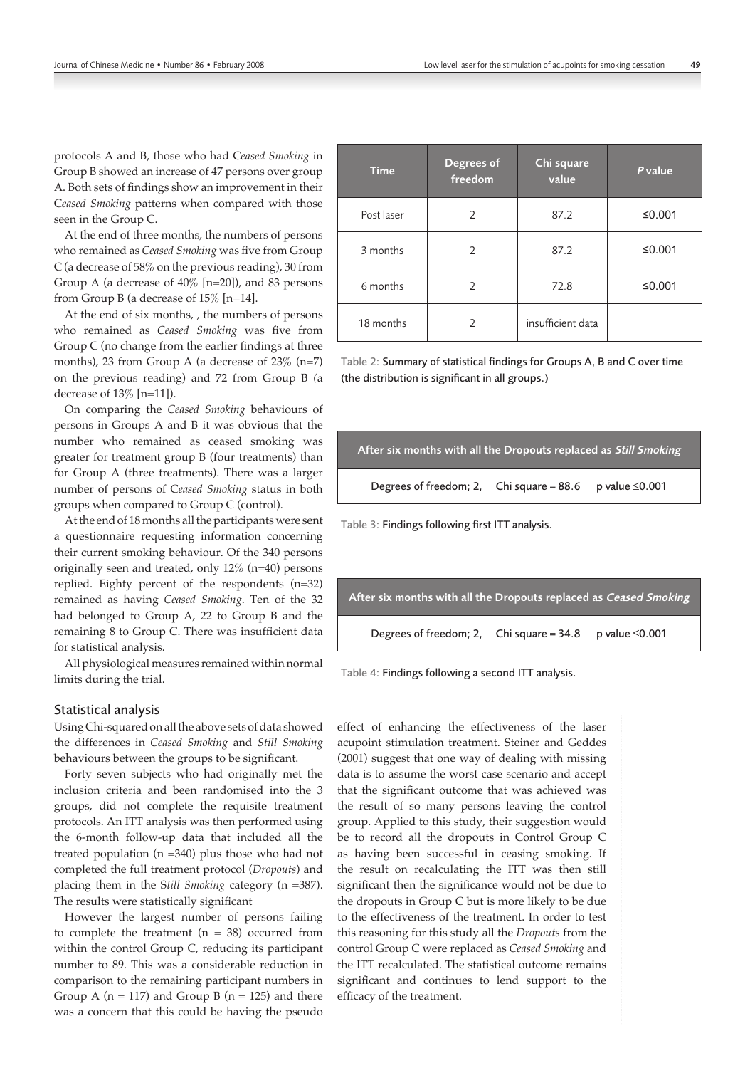protocols A and B, those who had *Ceased Smoking* in Group B showed an increase of 47 persons over group A. Both sets of findings show an improvement in their *Ceased Smoking* patterns when compared with those seen in the Group C.

At the end of three months, the numbers of persons who remained as *Ceased Smoking* was five from Group C (a decrease of 58% on the previous reading), 30 from Group A (a decrease of 40% [n=20]), and 83 persons from Group B (a decrease of 15% [n=14].

At the end of six months, , the numbers of persons who remained as *Ceased Smoking* was five from Group C (no change from the earlier findings at three months), 23 from Group A (a decrease of 23% (n=7) on the previous reading) and 72 from Group B (a decrease of 13% [n=11]).

On comparing the *Ceased Smoking* behaviours of persons in Groups A and B it was obvious that the number who remained as ceased smoking was greater for treatment group B (four treatments) than for Group A (three treatments). There was a larger number of persons of *Ceased Smoking* status in both groups when compared to Group C (control).

At the end of 18 months all the participants were sent a questionnaire requesting information concerning their current smoking behaviour. Of the 340 persons originally seen and treated, only 12% (n=40) persons replied. Eighty percent of the respondents (n=32) remained as having *Ceased Smoking*. Ten of the 32 had belonged to Group A, 22 to Group B and the remaining 8 to Group C. There was insufficient data for statistical analysis.

All physiological measures remained within normal limits during the trial.

## Statistical analysis

Using Chi-squared on all the above sets of data showed the differences in *Ceased Smoking* and *Still Smoking* behaviours between the groups to be significant.

Forty seven subjects who had originally met the inclusion criteria and been randomised into the 3 groups, did not complete the requisite treatment protocols. An ITT analysis was then performed using the 6-month follow-up data that included all the treated population (n =340) plus those who had not completed the full treatment protocol (*Dropouts*) and placing them in the *Still Smoking* category (n =387). The results were statistically significant

However the largest number of persons failing to complete the treatment (n = 38) occurred from within the control Group C, reducing its participant number to 89. This was a considerable reduction in comparison to the remaining participant numbers in Group A (n = 117) and Group B (n = 125) and there was a concern that this could be having the pseudo effect of enhancing the effectiveness of the laser acupoint stimulation treatment. Steiner and Geddes (2001) suggest that one way of dealing with missing data is to assume the worst case scenario and accept that the significant outcome that was achieved was the result of so many persons leaving the control group. Applied to this study, their suggestion would be to record all the dropouts in Control Group C as having been successful in ceasing smoking. If the result on recalculating the ITT was then still significant then the significance would not be due to the dropouts in Group C but is more likely to be due to the effectiveness of the treatment. In order to test this reasoning for this study all the *Dropouts* from the control Group C were replaced as *Ceased Smoking* and the ITT recalculated. The statistical outcome remains significant and continues to lend support to the efficacy of the treatment.

| Time | Degrees of freedom | Chi square value | *P* value |
|---|---|---|---|
| Post laser | 2 | 87.2 | ≤0.001 |
| 3 months | 2 | 87.2 | ≤0.001 |
| 6 months | 2 | 72.8 | ≤0.001 |
| 18 months | 2 | insufficient data | |

Table 2: Summary of statistical findings for Groups A, B and C over time (the distribution is significant in all groups.)

| After six months with all the Dropouts replaced as *Still Smoking* |
|---|
| Degrees of freedom; 2, Chi square = 88.6 p value ≤0.001 |

Table 3: Findings following first ITT analysis.

| After six months with all the Dropouts replaced as *Ceased Smoking* |
|---|
| Degrees of freedom; 2, Chi square = 34.8 p value ≤0.001 |

Table 4: Findings following a second ITT analysis.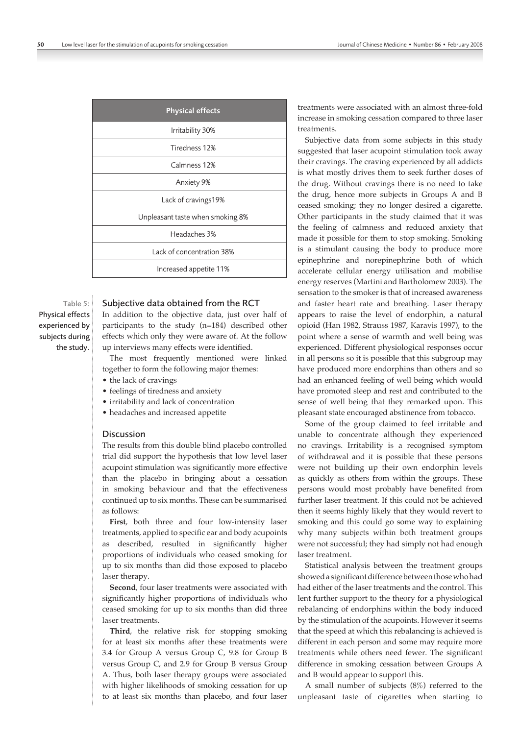| Physical effects |
|---|
| Irritability 30% |
| Tiredness 12% |
| Calmness 12% |
| Anxiety 9% |
| Lack of cravings19% |
| Unpleasant taste when smoking 8% |
| Headaches 3% |
| Lack of concentration 38% |
| Increased appetite 11% |

Table 5: Physical effects experienced by subjects during the study.

## Subjective data obtained from the RCT

In addition to the objective data, just over half of participants to the study (n=184) described other effects which only they were aware of. At the follow up interviews many effects were identified.

The most frequently mentioned were linked together to form the following major themes:

- the lack of cravings
- feelings of tiredness and anxiety
- irritability and lack of concentration
- headaches and increased appetite

## Discussion

The results from this double blind placebo controlled trial did support the hypothesis that low level laser acupoint stimulation was significantly more effective than the placebo in bringing about a cessation in smoking behaviour and that the effectiveness continued up to six months. These can be summarised as follows:

**First**, both three and four low-intensity laser treatments, applied to specific ear and body acupoints as described, resulted in significantly higher proportions of individuals who ceased smoking for up to six months than did those exposed to placebo laser therapy.

**Second**, four laser treatments were associated with significantly higher proportions of individuals who ceased smoking for up to six months than did three laser treatments.

**Third**, the relative risk for stopping smoking for at least six months after these treatments were 3.4 for Group A versus Group C, 9.8 for Group B versus Group C, and 2.9 for Group B versus Group A. Thus, both laser therapy groups were associated with higher likelihoods of smoking cessation for up to at least six months than placebo, and four laser treatments were associated with an almost three-fold increase in smoking cessation compared to three laser treatments.

Subjective data from some subjects in this study suggested that laser acupoint stimulation took away their cravings. The craving experienced by all addicts is what mostly drives them to seek further doses of the drug. Without cravings there is no need to take the drug, hence more subjects in Groups A and B ceased smoking; they no longer desired a cigarette. Other participants in the study claimed that it was the feeling of calmness and reduced anxiety that made it possible for them to stop smoking. Smoking is a stimulant causing the body to produce more epinephrine and norepinephrine both of which accelerate cellular energy utilisation and mobilise energy reserves (Martini and Bartholomew 2003). The sensation to the smoker is that of increased awareness and faster heart rate and breathing. Laser therapy appears to raise the level of endorphin, a natural opioid (Han 1982, Strauss 1987, Karavis 1997), to the point where a sense of warmth and well being was experienced. Different physiological responses occur in all persons so it is possible that this subgroup may have produced more endorphins than others and so had an enhanced feeling of well being which would have promoted sleep and rest and contributed to the sense of well being that they remarked upon. This pleasant state encouraged abstinence from tobacco.

Some of the group claimed to feel irritable and unable to concentrate although they experienced no cravings. Irritability is a recognised symptom of withdrawal and it is possible that these persons were not building up their own endorphin levels as quickly as others from within the groups. These persons would most probably have benefited from further laser treatment. If this could not be achieved then it seems highly likely that they would revert to smoking and this could go some way to explaining why many subjects within both treatment groups were not successful; they had simply not had enough laser treatment.

Statistical analysis between the treatment groups showed a significant difference between those who had had either of the laser treatments and the control. This lent further support to the theory for a physiological rebalancing of endorphins within the body induced by the stimulation of the acupoints. However it seems that the speed at which this rebalancing is achieved is different in each person and some may require more treatments while others need fewer. The significant difference in smoking cessation between Groups A and B would appear to support this.

A small number of subjects (8%) referred to the unpleasant taste of cigarettes when starting to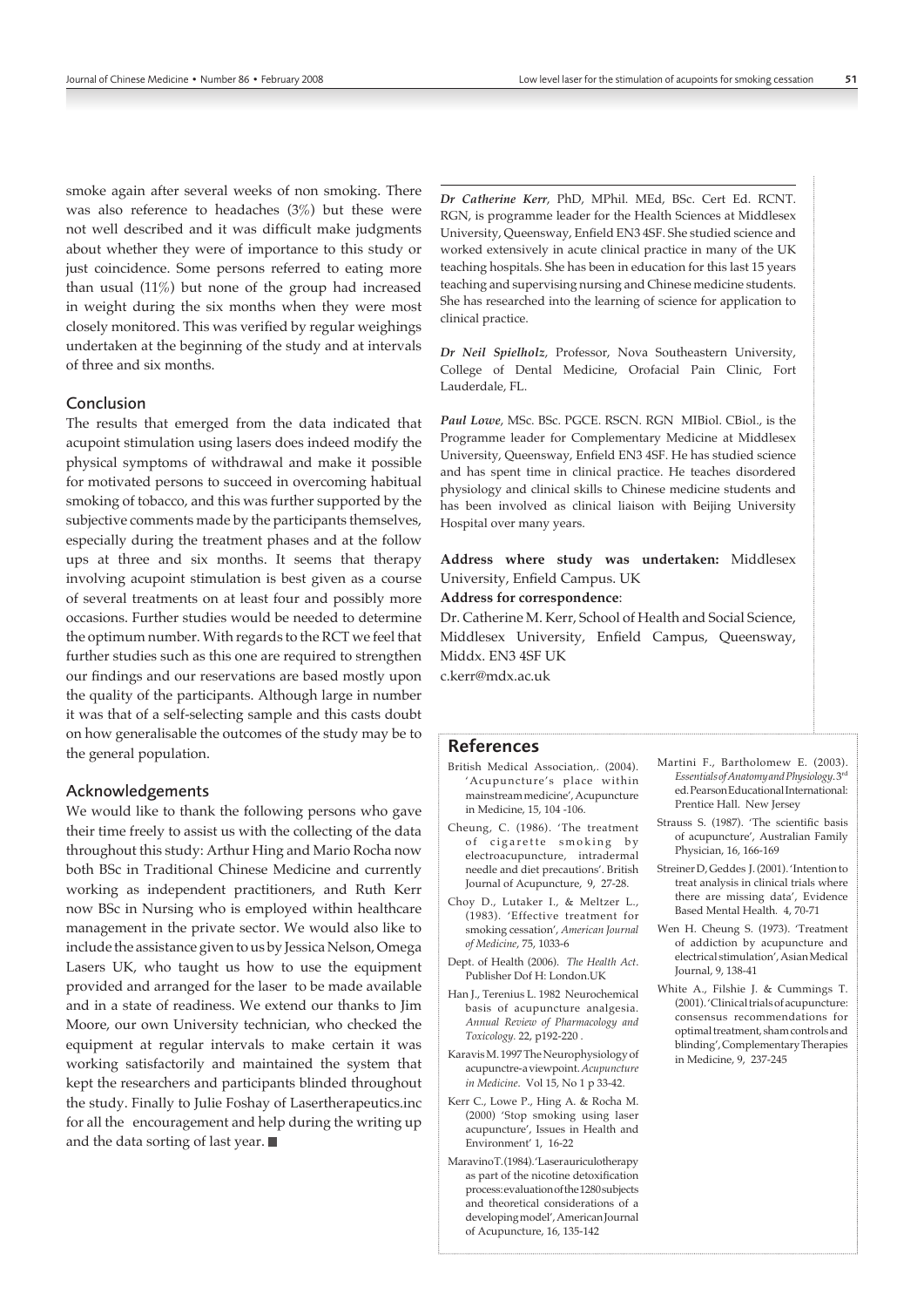smoke again after several weeks of non smoking. There was also reference to headaches (3%) but these were not well described and it was difficult make judgments about whether they were of importance to this study or just coincidence. Some persons referred to eating more than usual (11%) but none of the group had increased in weight during the six months when they were most closely monitored. This was verified by regular weighings undertaken at the beginning of the study and at intervals of three and six months.

## Conclusion

The results that emerged from the data indicated that acupoint stimulation using lasers does indeed modify the physical symptoms of withdrawal and make it possible for motivated persons to succeed in overcoming habitual smoking of tobacco, and this was further supported by the subjective comments made by the participants themselves, especially during the treatment phases and at the follow ups at three and six months. It seems that therapy involving acupoint stimulation is best given as a course of several treatments on at least four and possibly more occasions. Further studies would be needed to determine the optimum number. With regards to the RCT we feel that further studies such as this one are required to strengthen our findings and our reservations are based mostly upon the quality of the participants. Although large in number it was that of a self-selecting sample and this casts doubt on how generalisable the outcomes of the study may be to the general population.

## Acknowledgements

We would like to thank the following persons who gave their time freely to assist us with the collecting of the data throughout this study: Arthur Hing and Mario Rocha now both BSc in Traditional Chinese Medicine and currently working as independent practitioners, and Ruth Kerr now BSc in Nursing who is employed within healthcare management in the private sector. We would also like to include the assistance given to us by Jessica Nelson, Omega Lasers UK, who taught us how to use the equipment provided and arranged for the laser to be made available and in a state of readiness. We extend our thanks to Jim Moore, our own University technician, who checked the equipment at regular intervals to make certain it was working satisfactorily and maintained the system that kept the researchers and participants blinded throughout the study. Finally to Julie Foshay of Lasertherapeutics.inc for all the encouragement and help during the writing up and the data sorting of last year. ■

***Dr Catherine Kerr***, PhD, MPhil. MEd, BSc. Cert Ed. RCNT. RGN, is programme leader for the Health Sciences at Middlesex University, Queensway, Enfield EN3 4SF. She studied science and worked extensively in acute clinical practice in many of the UK teaching hospitals. She has been in education for this last 15 years teaching and supervising nursing and Chinese medicine students. She has researched into the learning of science for application to clinical practice.

***Dr Neil Spielholz***, Professor, Nova Southeastern University, College of Dental Medicine, Orofacial Pain Clinic, Fort Lauderdale, FL.

***Paul Lowe***, MSc. BSc. PGCE. RSCN. RGN MIBiol. CBiol., is the Programme leader for Complementary Medicine at Middlesex University, Queensway, Enfield EN3 4SF. He has studied science and has spent time in clinical practice. He teaches disordered physiology and clinical skills to Chinese medicine students and has been involved as clinical liaison with Beijing University Hospital over many years.

**Address where study was undertaken:** Middlesex University, Enfield Campus. UK

**Address for correspondence**:

Dr. Catherine M. Kerr, School of Health and Social Science, Middlesex University, Enfield Campus, Queensway, Middx. EN3 4SF UK

c.kerr@mdx.ac.uk

## References

British Medical Association,. (2004). 'Acupuncture's place within mainstream medicine', Acupuncture in Medicine, 15, 104 -106.

Cheung, C. (1986). 'The treatment of cigarette smoking by electroacupuncture, intradermal needle and diet precautions'. British Journal of Acupuncture, 9, 27-28.

Choy D., Lutaker I., & Meltzer L., (1983). 'Effective treatment for smoking cessation', *American Journal of Medicine*, 75, 1033-6

Dept. of Health (2006). *The Health Act*. Publisher Dof H: London.UK

Han J., Terenius L. 1982 Neurochemical basis of acupuncture analgesia. *Annual Review of Pharmacology and Toxicology.* 22, p192-220 .

Karavis M. 1997 The Neurophysiology of acupunctre-a viewpoint. *Acupuncture in Medicine*. Vol 15, No 1 p 33-42.

Kerr C., Lowe P., Hing A. & Rocha M. (2000) 'Stop smoking using laser acupuncture', Issues in Health and Environment' 1, 16-22

Maravino T. (1984). 'Laser auriculotherapy as part of the nicotine detoxification process: evaluation of the 1280 subjects and theoretical considerations of a developing model', American Journal of Acupuncture, 16, 135-142

Martini F., Bartholomew E. (2003). *Essentials of Anatomy and Physiology*. 3rd ed. Pearson Educational International: Prentice Hall. New Jersey

Strauss S. (1987). 'The scientific basis of acupuncture', Australian Family Physician, 16, 166-169

Streiner D, Geddes J. (2001). 'Intention to treat analysis in clinical trials where there are missing data', Evidence Based Mental Health. 4, 70-71

Wen H. Cheung S. (1973). 'Treatment of addiction by acupuncture and electrical stimulation', Asian Medical Journal, 9, 138-41

White A., Filshie J. & Cummings T. (2001). 'Clinical trials of acupuncture: consensus recommendations for optimal treatment, sham controls and blinding', Complementary Therapies in Medicine, 9, 237-245